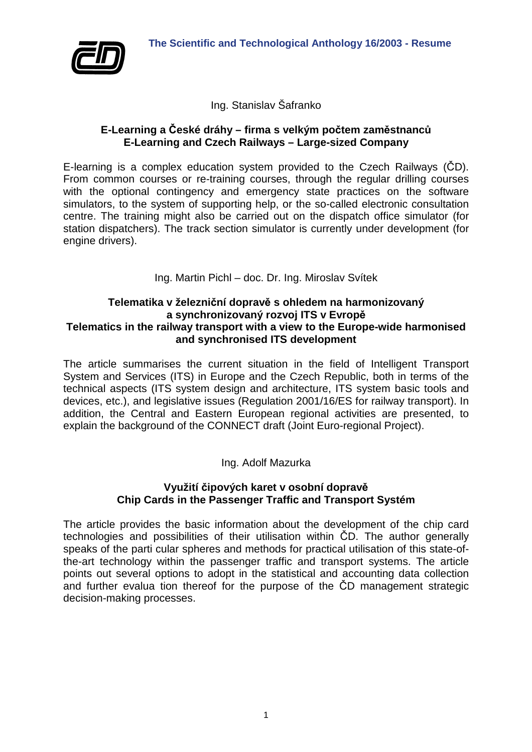# The Scientific and Technological Anthology 16/2003 - Resume

Ing. Stanislav Šafranko

## E-Learning a České dráhy – firma s velkým počtem zaměstnanců
## E-Learning and Czech Railways – Large-sized Company

E-learning is a complex education system provided to the Czech Railways (ČD). From common courses or re-training courses, through the regular drilling courses with the optional contingency and emergency state practices on the software simulators, to the system of supporting help, or the so-called electronic consultation centre. The training might also be carried out on the dispatch office simulator (for station dispatchers). The track section simulator is currently under development (for engine drivers).

Ing. Martin Pichl – doc. Dr. Ing. Miroslav Svítek

## Telematika v železniční dopravě s ohledem na harmonizovaný a synchronizovaný rozvoj ITS v Evropě
## Telematics in the railway transport with a view to the Europe-wide harmonised and synchronised ITS development

The article summarises the current situation in the field of Intelligent Transport System and Services (ITS) in Europe and the Czech Republic, both in terms of the technical aspects (ITS system design and architecture, ITS system basic tools and devices, etc.), and legislative issues (Regulation 2001/16/ES for railway transport). In addition, the Central and Eastern European regional activities are presented, to explain the background of the CONNECT draft (Joint Euro-regional Project).

Ing. Adolf Mazurka

## Využití čipových karet v osobní dopravě
## Chip Cards in the Passenger Traffic and Transport Systém

The article provides the basic information about the development of the chip card technologies and possibilities of their utilisation within ČD. The author generally speaks of the parti cular spheres and methods for practical utilisation of this state-of-the-art technology within the passenger traffic and transport systems. The article points out several options to adopt in the statistical and accounting data collection and further evalua tion thereof for the purpose of the ČD management strategic decision-making processes.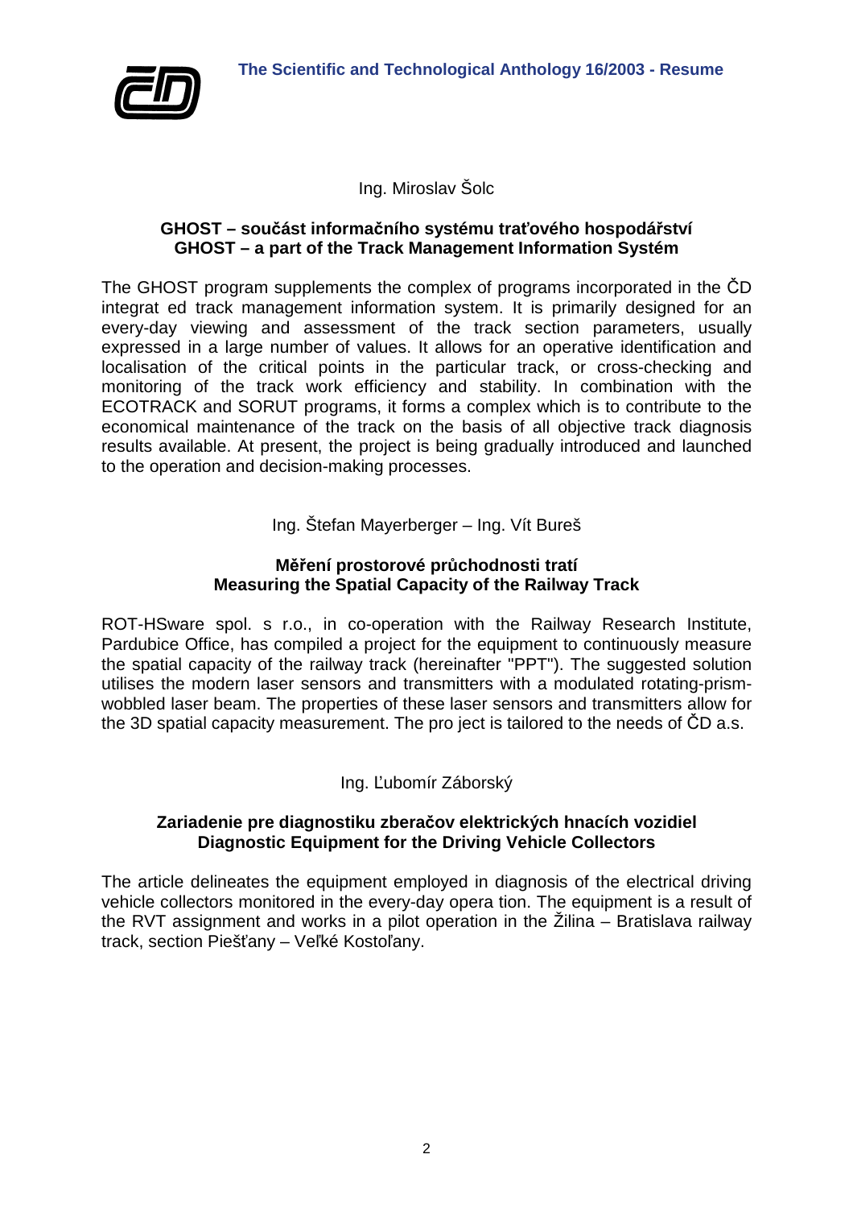Ing. Miroslav Šolc

**GHOST – součást informačního systému traťového hospodářství**
**GHOST – a part of the Track Management Information Systém**

The GHOST program supplements the complex of programs incorporated in the ČD integrat ed track management information system. It is primarily designed for an every-day viewing and assessment of the track section parameters, usually expressed in a large number of values. It allows for an operative identification and localisation of the critical points in the particular track, or cross-checking and monitoring of the track work efficiency and stability. In combination with the ECOTRACK and SORUT programs, it forms a complex which is to contribute to the economical maintenance of the track on the basis of all objective track diagnosis results available. At present, the project is being gradually introduced and launched to the operation and decision-making processes.

Ing. Štefan Mayerberger – Ing. Vít Bureš

**Měření prostorové průchodnosti tratí**
**Measuring the Spatial Capacity of the Railway Track**

ROT-HSware spol. s r.o., in co-operation with the Railway Research Institute, Pardubice Office, has compiled a project for the equipment to continuously measure the spatial capacity of the railway track (hereinafter "PPT"). The suggested solution utilises the modern laser sensors and transmitters with a modulated rotating-prism-wobbled laser beam. The properties of these laser sensors and transmitters allow for the 3D spatial capacity measurement. The pro ject is tailored to the needs of ČD a.s.

Ing. Ľubomír Záborský

**Zariadenie pre diagnostiku zberačov elektrických hnacích vozidiel**
**Diagnostic Equipment for the Driving Vehicle Collectors**

The article delineates the equipment employed in diagnosis of the electrical driving vehicle collectors monitored in the every-day opera tion. The equipment is a result of the RVT assignment and works in a pilot operation in the Žilina – Bratislava railway track, section Piešťany – Veľké Kostoľany.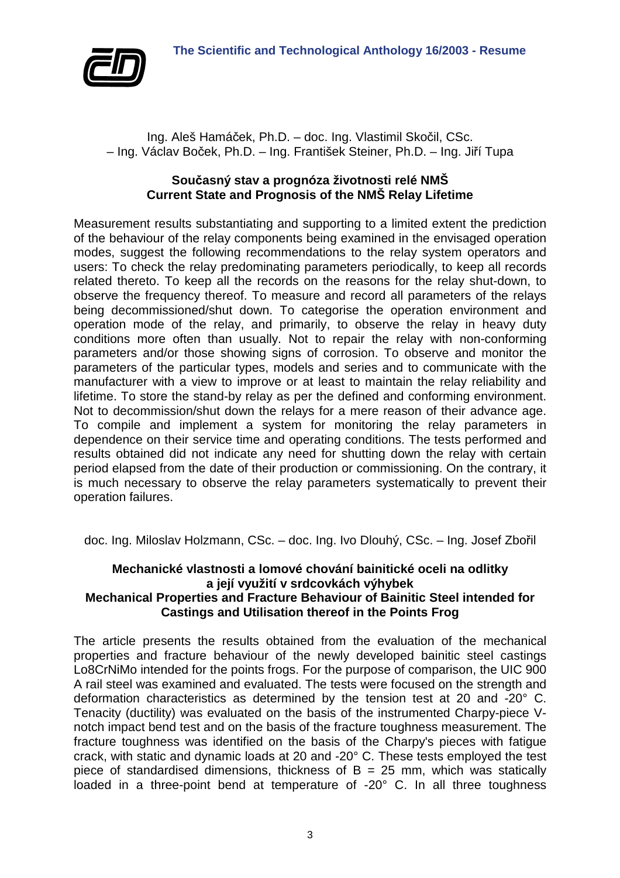Ing. Aleš Hamáček, Ph.D. – doc. Ing. Vlastimil Skočil, CSc. – Ing. Václav Boček, Ph.D. – Ing. František Steiner, Ph.D. – Ing. Jiří Tupa

### Současný stav a prognóza životnosti relé NMŠ
### Current State and Prognosis of the NMŠ Relay Lifetime

Measurement results substantiating and supporting to a limited extent the prediction of the behaviour of the relay components being examined in the envisaged operation modes, suggest the following recommendations to the relay system operators and users: To check the relay predominating parameters periodically, to keep all records related thereto. To keep all the records on the reasons for the relay shut-down, to observe the frequency thereof. To measure and record all parameters of the relays being decommissioned/shut down. To categorise the operation environment and operation mode of the relay, and primarily, to observe the relay in heavy duty conditions more often than usually. Not to repair the relay with non-conforming parameters and/or those showing signs of corrosion. To observe and monitor the parameters of the particular types, models and series and to communicate with the manufacturer with a view to improve or at least to maintain the relay reliability and lifetime. To store the stand-by relay as per the defined and conforming environment. Not to decommission/shut down the relays for a mere reason of their advance age. To compile and implement a system for monitoring the relay parameters in dependence on their service time and operating conditions. The tests performed and results obtained did not indicate any need for shutting down the relay with certain period elapsed from the date of their production or commissioning. On the contrary, it is much necessary to observe the relay parameters systematically to prevent their operation failures.

doc. Ing. Miloslav Holzmann, CSc. – doc. Ing. Ivo Dlouhý, CSc. – Ing. Josef Zbořil

### Mechanické vlastnosti a lomové chování bainitické oceli na odlitky a její využití v srdcovkách výhybek
### Mechanical Properties and Fracture Behaviour of Bainitic Steel intended for Castings and Utilisation thereof in the Points Frog

The article presents the results obtained from the evaluation of the mechanical properties and fracture behaviour of the newly developed bainitic steel castings Lo8CrNiMo intended for the points frogs. For the purpose of comparison, the UIC 900 A rail steel was examined and evaluated. The tests were focused on the strength and deformation characteristics as determined by the tension test at 20 and -20° C. Tenacity (ductility) was evaluated on the basis of the instrumented Charpy-piece V-notch impact bend test and on the basis of the fracture toughness measurement. The fracture toughness was identified on the basis of the Charpy's pieces with fatigue crack, with static and dynamic loads at 20 and -20° C. These tests employed the test piece of standardised dimensions, thickness of B = 25 mm, which was statically loaded in a three-point bend at temperature of -20° C. In all three toughness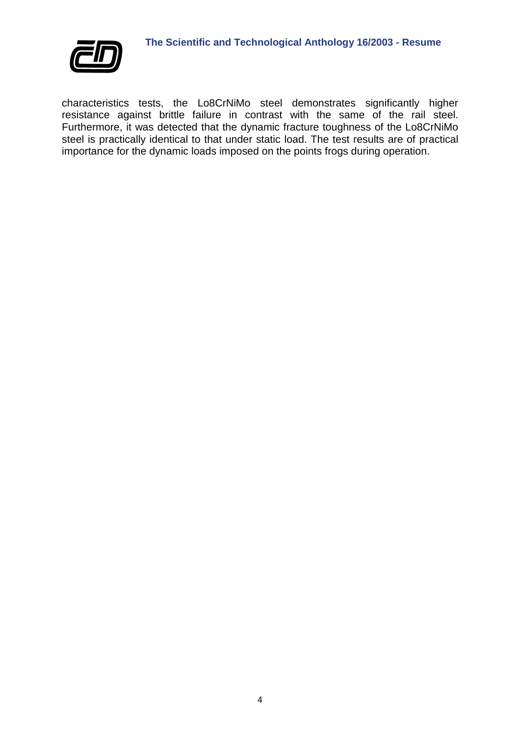characteristics tests, the Lo8CrNiMo steel demonstrates significantly higher resistance against brittle failure in contrast with the same of the rail steel. Furthermore, it was detected that the dynamic fracture toughness of the Lo8CrNiMo steel is practically identical to that under static load. The test results are of practical importance for the dynamic loads imposed on the points frogs during operation.